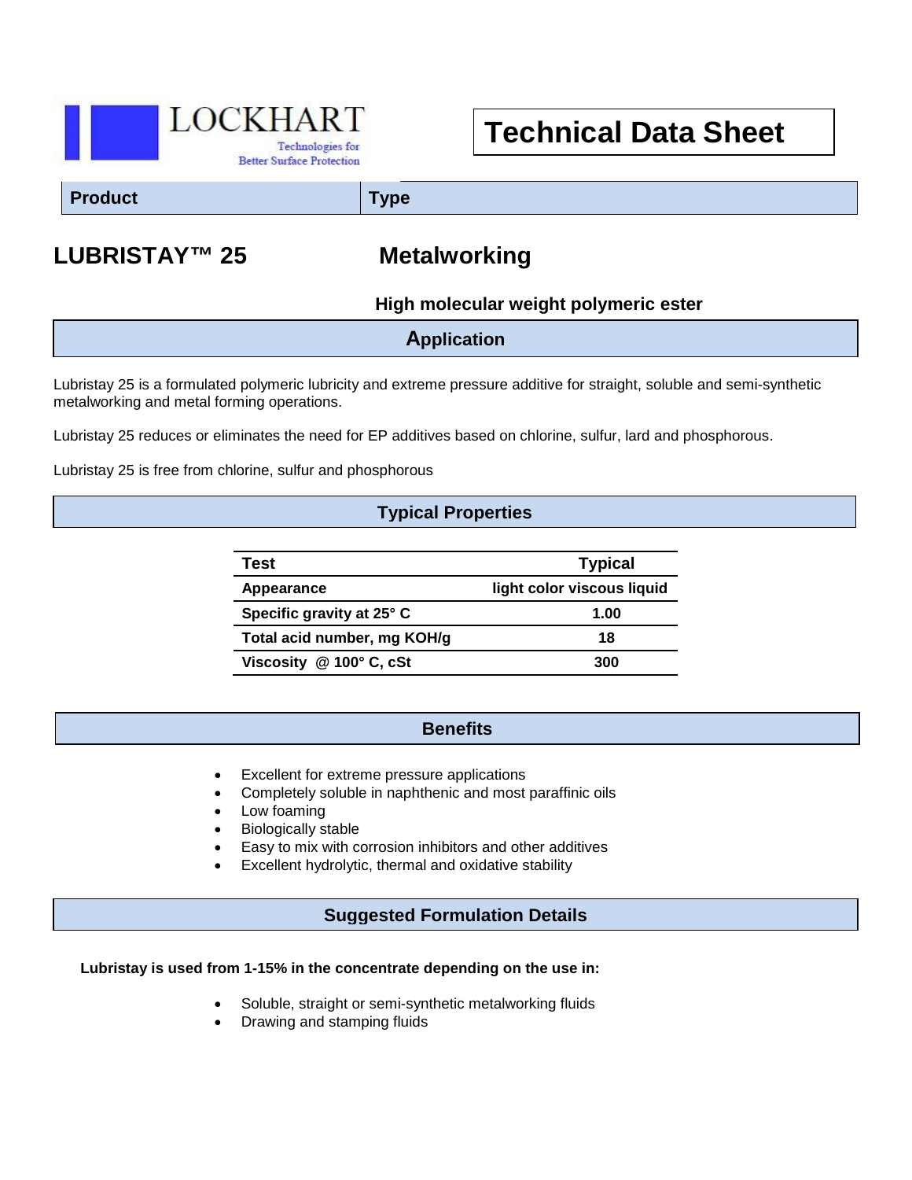LOCKHART

Technologies for Better Surface Protection

# Technical Data Sheet

| Product | Type |
|---|---|

## LUBRISTAY™ 25 — Metalworking

**High molecular weight polymeric ester**

## Application

Lubristay 25 is a formulated polymeric lubricity and extreme pressure additive for straight, soluble and semi-synthetic metalworking and metal forming operations.

Lubristay 25 reduces or eliminates the need for EP additives based on chlorine, sulfur, lard and phosphorous.

Lubristay 25 is free from chlorine, sulfur and phosphorous

## Typical Properties

| Test | Typical |
|---|---|
| Appearance | light color viscous liquid |
| Specific gravity at 25° C | 1.00 |
| Total acid number, mg KOH/g | 18 |
| Viscosity @ 100° C, cSt | 300 |

## Benefits

- Excellent for extreme pressure applications
- Completely soluble in naphthenic and most paraffinic oils
- Low foaming
- Biologically stable
- Easy to mix with corrosion inhibitors and other additives
- Excellent hydrolytic, thermal and oxidative stability

## Suggested Formulation Details

**Lubristay is used from 1-15% in the concentrate depending on the use in:**

- Soluble, straight or semi-synthetic metalworking fluids
- Drawing and stamping fluids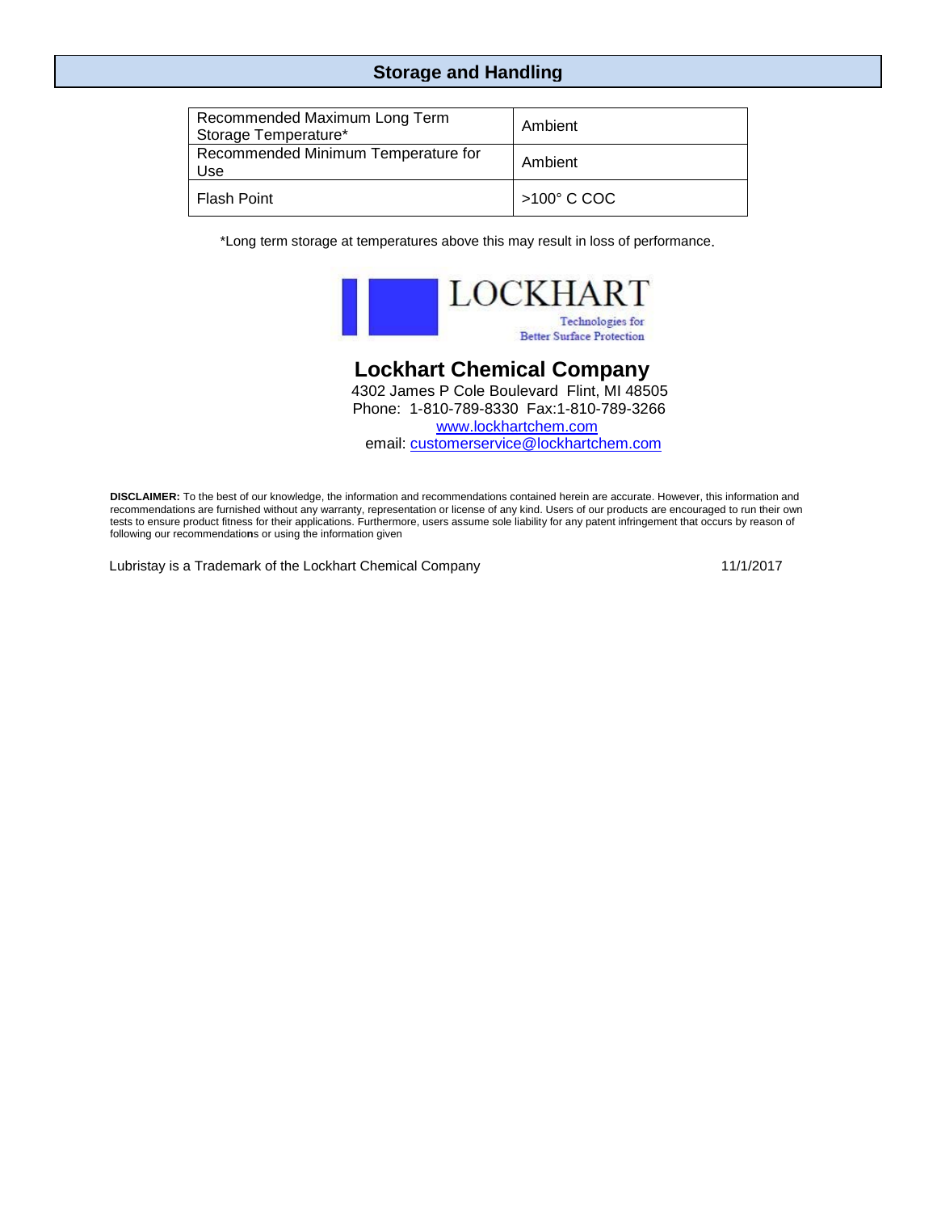## Storage and Handling

| | |
|---|---|
| Recommended Maximum Long Term Storage Temperature* | Ambient |
| Recommended Minimum Temperature for Use | Ambient |
| Flash Point | >100° C COC |

*Long term storage at temperatures above this may result in loss of performance.

LOCKHART

Technologies for Better Surface Protection

**Lockhart Chemical Company**

4302 James P Cole Boulevard Flint, MI 48505

Phone: 1-810-789-8330 Fax:1-810-789-3266

www.lockhartchem.com

email: customerservice@lockhartchem.com

**DISCLAIMER:** To the best of our knowledge, the information and recommendations contained herein are accurate. However, this information and recommendations are furnished without any warranty, representation or license of any kind. Users of our products are encouraged to run their own tests to ensure product fitness for their applications. Furthermore, users assume sole liability for any patent infringement that occurs by reason of following our recommendations or using the information given

Lubristay is a Trademark of the Lockhart Chemical Company 11/1/2017